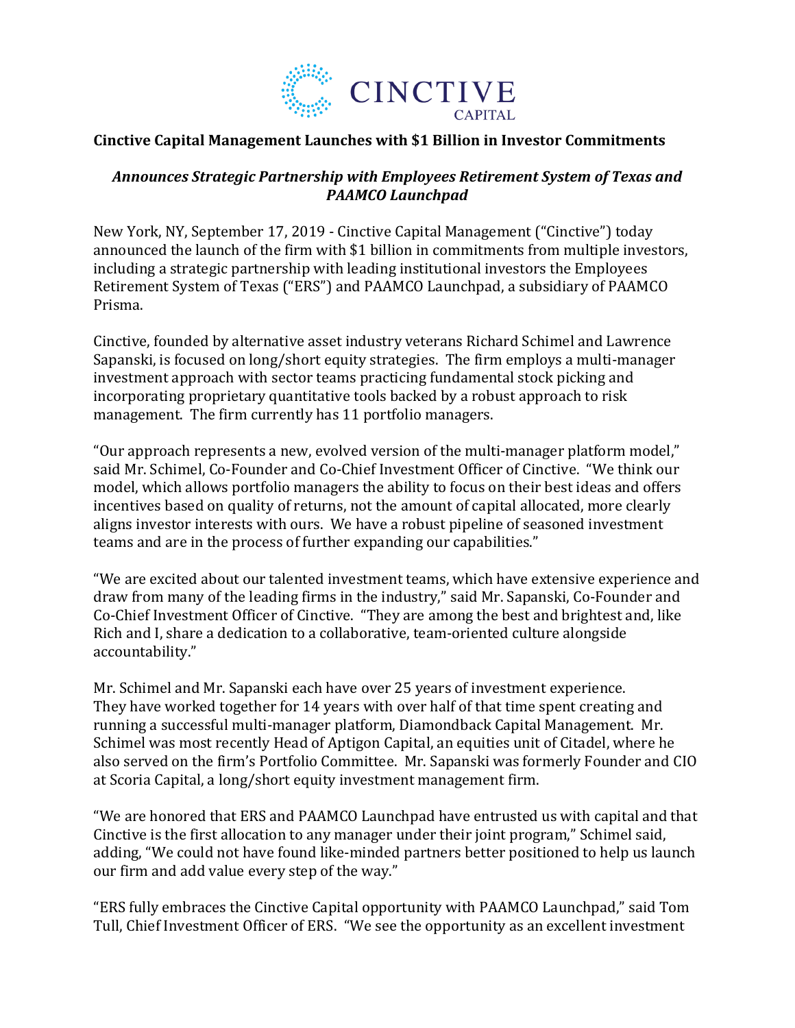CINCTIVE
CAPITAL

## Cinctive Capital Management Launches with $1 Billion in Investor Commitments

### *Announces Strategic Partnership with Employees Retirement System of Texas and PAAMCO Launchpad*

New York, NY, September 17, 2019 - Cinctive Capital Management ("Cinctive") today announced the launch of the firm with $1 billion in commitments from multiple investors, including a strategic partnership with leading institutional investors the Employees Retirement System of Texas ("ERS") and PAAMCO Launchpad, a subsidiary of PAAMCO Prisma.

Cinctive, founded by alternative asset industry veterans Richard Schimel and Lawrence Sapanski, is focused on long/short equity strategies. The firm employs a multi-manager investment approach with sector teams practicing fundamental stock picking and incorporating proprietary quantitative tools backed by a robust approach to risk management. The firm currently has 11 portfolio managers.

"Our approach represents a new, evolved version of the multi-manager platform model," said Mr. Schimel, Co-Founder and Co-Chief Investment Officer of Cinctive. "We think our model, which allows portfolio managers the ability to focus on their best ideas and offers incentives based on quality of returns, not the amount of capital allocated, more clearly aligns investor interests with ours. We have a robust pipeline of seasoned investment teams and are in the process of further expanding our capabilities."

"We are excited about our talented investment teams, which have extensive experience and draw from many of the leading firms in the industry," said Mr. Sapanski, Co-Founder and Co-Chief Investment Officer of Cinctive. "They are among the best and brightest and, like Rich and I, share a dedication to a collaborative, team-oriented culture alongside accountability."

Mr. Schimel and Mr. Sapanski each have over 25 years of investment experience. They have worked together for 14 years with over half of that time spent creating and running a successful multi-manager platform, Diamondback Capital Management. Mr. Schimel was most recently Head of Aptigon Capital, an equities unit of Citadel, where he also served on the firm's Portfolio Committee. Mr. Sapanski was formerly Founder and CIO at Scoria Capital, a long/short equity investment management firm.

"We are honored that ERS and PAAMCO Launchpad have entrusted us with capital and that Cinctive is the first allocation to any manager under their joint program," Schimel said, adding, "We could not have found like-minded partners better positioned to help us launch our firm and add value every step of the way."

"ERS fully embraces the Cinctive Capital opportunity with PAAMCO Launchpad," said Tom Tull, Chief Investment Officer of ERS. "We see the opportunity as an excellent investment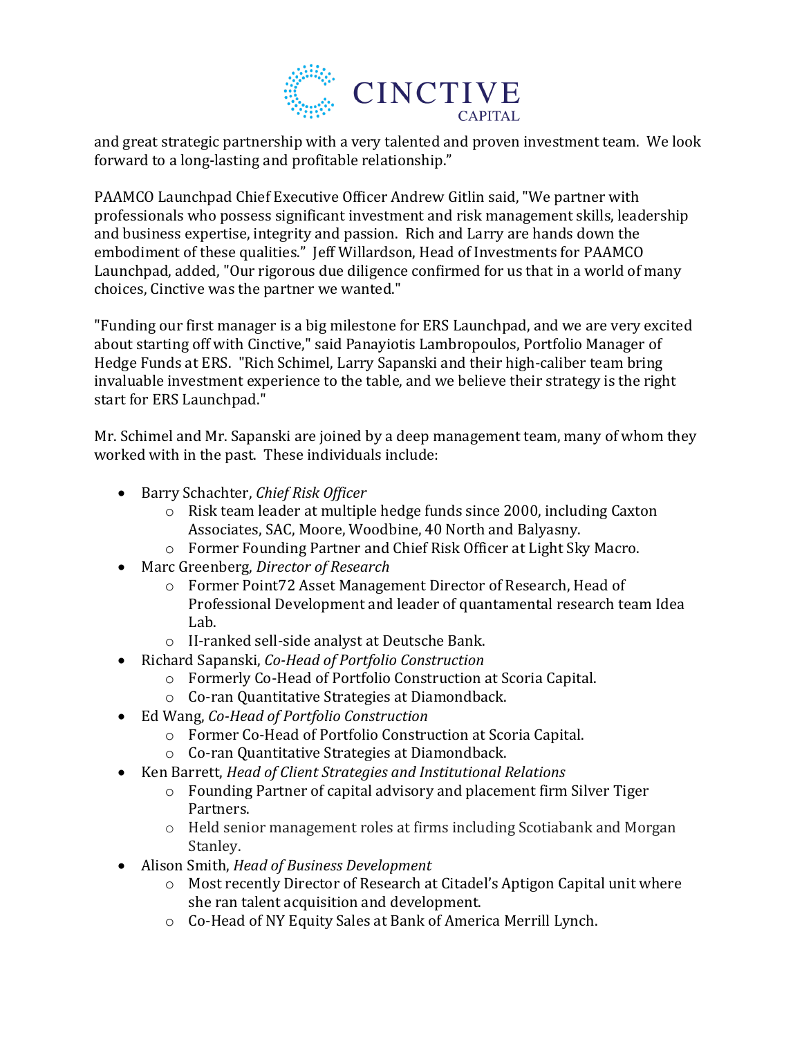and great strategic partnership with a very talented and proven investment team. We look forward to a long-lasting and profitable relationship."

PAAMCO Launchpad Chief Executive Officer Andrew Gitlin said, "We partner with professionals who possess significant investment and risk management skills, leadership and business expertise, integrity and passion. Rich and Larry are hands down the embodiment of these qualities." Jeff Willardson, Head of Investments for PAAMCO Launchpad, added, "Our rigorous due diligence confirmed for us that in a world of many choices, Cinctive was the partner we wanted."

"Funding our first manager is a big milestone for ERS Launchpad, and we are very excited about starting off with Cinctive," said Panayiotis Lambropoulos, Portfolio Manager of Hedge Funds at ERS. "Rich Schimel, Larry Sapanski and their high-caliber team bring invaluable investment experience to the table, and we believe their strategy is the right start for ERS Launchpad."

Mr. Schimel and Mr. Sapanski are joined by a deep management team, many of whom they worked with in the past. These individuals include:

- Barry Schachter, *Chief Risk Officer*
  - Risk team leader at multiple hedge funds since 2000, including Caxton Associates, SAC, Moore, Woodbine, 40 North and Balyasny.
  - Former Founding Partner and Chief Risk Officer at Light Sky Macro.
- Marc Greenberg, *Director of Research*
  - Former Point72 Asset Management Director of Research, Head of Professional Development and leader of quantamental research team Idea Lab.
  - II-ranked sell-side analyst at Deutsche Bank.
- Richard Sapanski, *Co-Head of Portfolio Construction*
  - Formerly Co-Head of Portfolio Construction at Scoria Capital.
  - Co-ran Quantitative Strategies at Diamondback.
- Ed Wang, *Co-Head of Portfolio Construction*
  - Former Co-Head of Portfolio Construction at Scoria Capital.
  - Co-ran Quantitative Strategies at Diamondback.
- Ken Barrett, *Head of Client Strategies and Institutional Relations*
  - Founding Partner of capital advisory and placement firm Silver Tiger Partners.
  - Held senior management roles at firms including Scotiabank and Morgan Stanley.
- Alison Smith, *Head of Business Development*
  - Most recently Director of Research at Citadel's Aptigon Capital unit where she ran talent acquisition and development.
  - Co-Head of NY Equity Sales at Bank of America Merrill Lynch.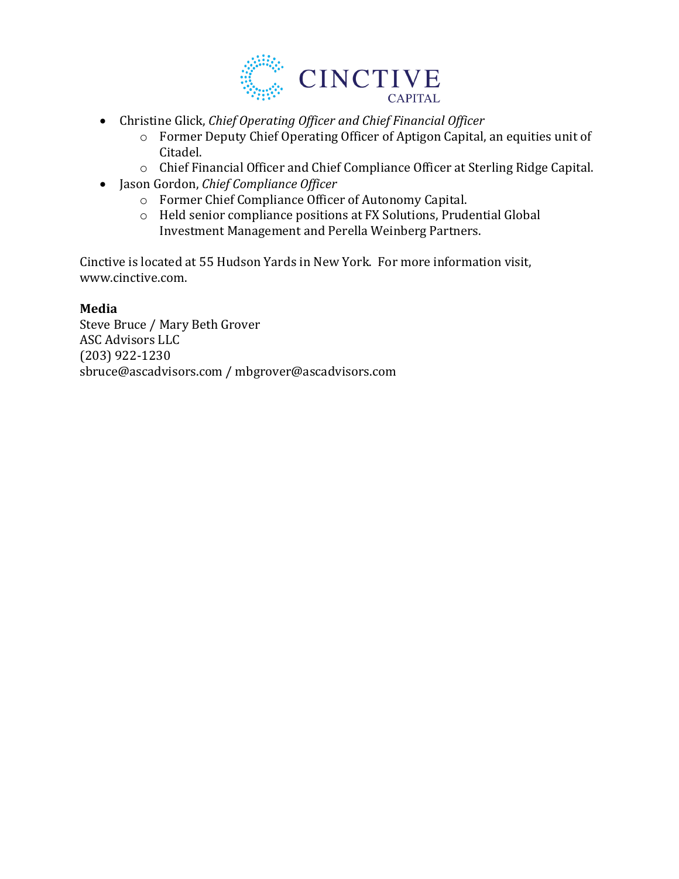- Christine Glick, *Chief Operating Officer and Chief Financial Officer*
    - Former Deputy Chief Operating Officer of Aptigon Capital, an equities unit of Citadel.
    - Chief Financial Officer and Chief Compliance Officer at Sterling Ridge Capital.
- Jason Gordon, *Chief Compliance Officer*
    - Former Chief Compliance Officer of Autonomy Capital.
    - Held senior compliance positions at FX Solutions, Prudential Global Investment Management and Perella Weinberg Partners.

Cinctive is located at 55 Hudson Yards in New York. For more information visit, www.cinctive.com.

**Media**
Steve Bruce / Mary Beth Grover
ASC Advisors LLC
(203) 922-1230
sbruce@ascadvisors.com / mbgrover@ascadvisors.com